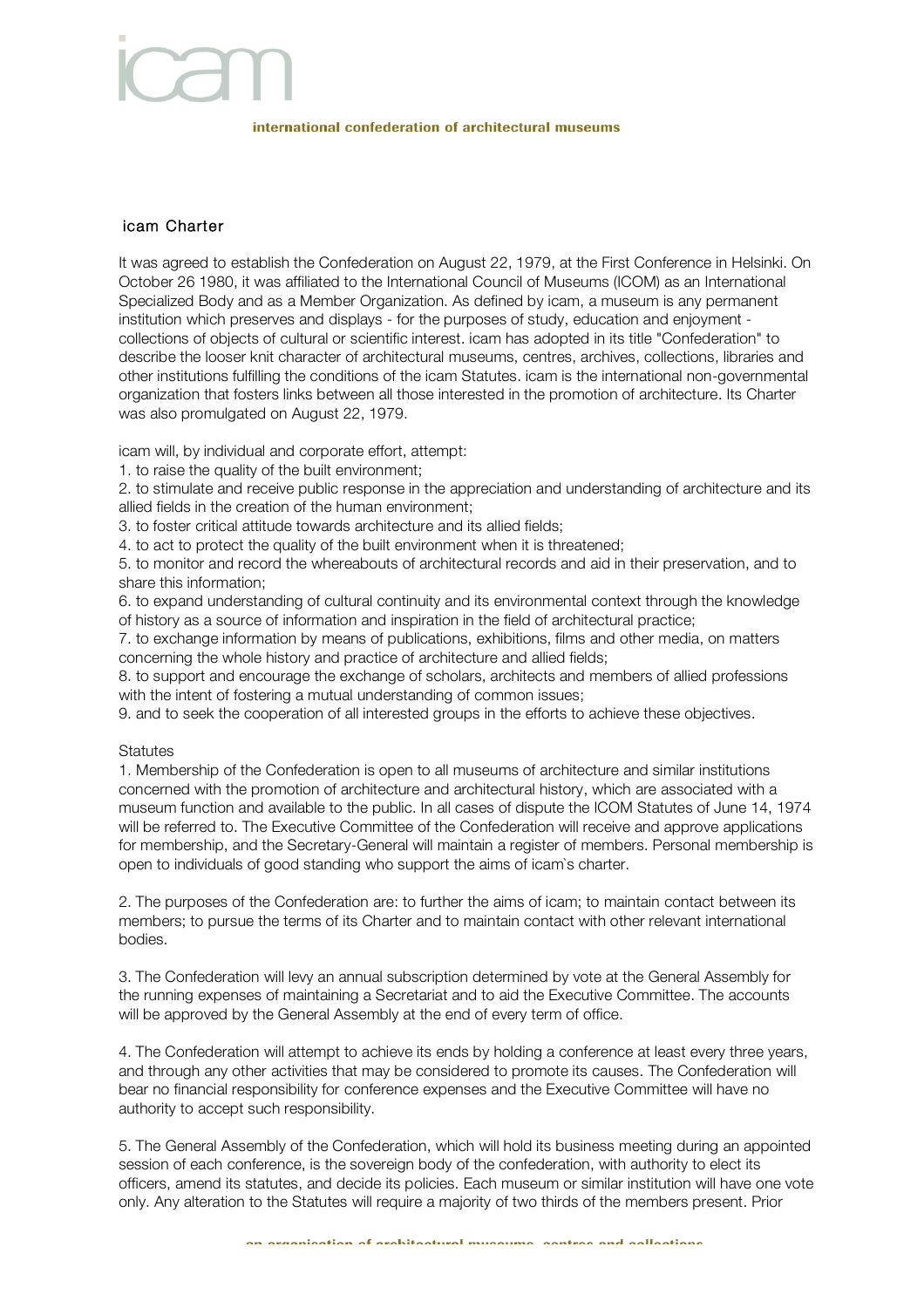icam

international confederation of architectural museums

## icam Charter

It was agreed to establish the Confederation on August 22, 1979, at the First Conference in Helsinki. On October 26 1980, it was affiliated to the International Council of Museums (ICOM) as an International Specialized Body and as a Member Organization. As defined by icam, a museum is any permanent institution which preserves and displays - for the purposes of study, education and enjoyment - collections of objects of cultural or scientific interest. icam has adopted in its title "Confederation" to describe the looser knit character of architectural museums, centres, archives, collections, libraries and other institutions fulfilling the conditions of the icam Statutes. icam is the international non-governmental organization that fosters links between all those interested in the promotion of architecture. Its Charter was also promulgated on August 22, 1979.

icam will, by individual and corporate effort, attempt:

1. to raise the quality of the built environment;
2. to stimulate and receive public response in the appreciation and understanding of architecture and its allied fields in the creation of the human environment;
3. to foster critical attitude towards architecture and its allied fields;
4. to act to protect the quality of the built environment when it is threatened;
5. to monitor and record the whereabouts of architectural records and aid in their preservation, and to share this information;
6. to expand understanding of cultural continuity and its environmental context through the knowledge of history as a source of information and inspiration in the field of architectural practice;
7. to exchange information by means of publications, exhibitions, films and other media, on matters concerning the whole history and practice of architecture and allied fields;
8. to support and encourage the exchange of scholars, architects and members of allied professions with the intent of fostering a mutual understanding of common issues;
9. and to seek the cooperation of all interested groups in the efforts to achieve these objectives.

Statutes

1. Membership of the Confederation is open to all museums of architecture and similar institutions concerned with the promotion of architecture and architectural history, which are associated with a museum function and available to the public. In all cases of dispute the ICOM Statutes of June 14, 1974 will be referred to. The Executive Committee of the Confederation will receive and approve applications for membership, and the Secretary-General will maintain a register of members. Personal membership is open to individuals of good standing who support the aims of icam`s charter.

2. The purposes of the Confederation are: to further the aims of icam; to maintain contact between its members; to pursue the terms of its Charter and to maintain contact with other relevant international bodies.

3. The Confederation will levy an annual subscription determined by vote at the General Assembly for the running expenses of maintaining a Secretariat and to aid the Executive Committee. The accounts will be approved by the General Assembly at the end of every term of office.

4. The Confederation will attempt to achieve its ends by holding a conference at least every three years, and through any other activities that may be considered to promote its causes. The Confederation will bear no financial responsibility for conference expenses and the Executive Committee will have no authority to accept such responsibility.

5. The General Assembly of the Confederation, which will hold its business meeting during an appointed session of each conference, is the sovereign body of the confederation, with authority to elect its officers, amend its statutes, and decide its policies. Each museum or similar institution will have one vote only. Any alteration to the Statutes will require a majority of two thirds of the members present. Prior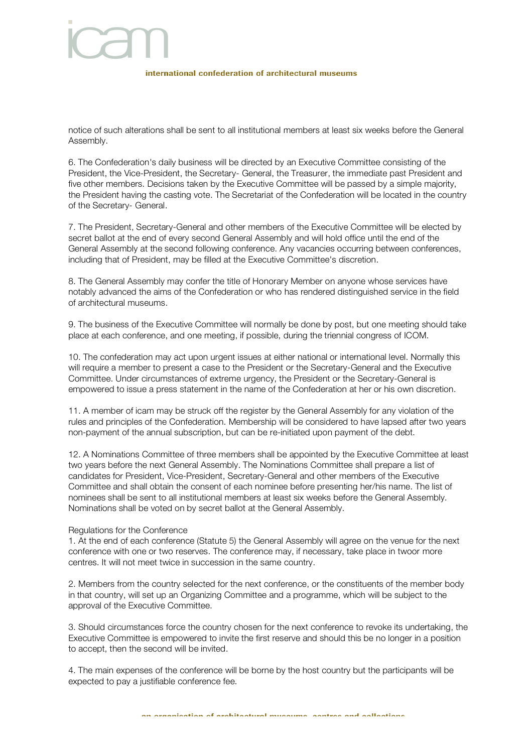notice of such alterations shall be sent to all institutional members at least six weeks before the General Assembly.

6. The Confederation's daily business will be directed by an Executive Committee consisting of the President, the Vice-President, the Secretary- General, the Treasurer, the immediate past President and five other members. Decisions taken by the Executive Committee will be passed by a simple majority, the President having the casting vote. The Secretariat of the Confederation will be located in the country of the Secretary- General.

7. The President, Secretary-General and other members of the Executive Committee will be elected by secret ballot at the end of every second General Assembly and will hold office until the end of the General Assembly at the second following conference. Any vacancies occurring between conferences, including that of President, may be filled at the Executive Committee's discretion.

8. The General Assembly may confer the title of Honorary Member on anyone whose services have notably advanced the aims of the Confederation or who has rendered distinguished service in the field of architectural museums.

9. The business of the Executive Committee will normally be done by post, but one meeting should take place at each conference, and one meeting, if possible, during the triennial congress of ICOM.

10. The confederation may act upon urgent issues at either national or international level. Normally this will require a member to present a case to the President or the Secretary-General and the Executive Committee. Under circumstances of extreme urgency, the President or the Secretary-General is empowered to issue a press statement in the name of the Confederation at her or his own discretion.

11. A member of icam may be struck off the register by the General Assembly for any violation of the rules and principles of the Confederation. Membership will be considered to have lapsed after two years non-payment of the annual subscription, but can be re-initiated upon payment of the debt.

12. A Nominations Committee of three members shall be appointed by the Executive Committee at least two years before the next General Assembly. The Nominations Committee shall prepare a list of candidates for President, Vice-President, Secretary-General and other members of the Executive Committee and shall obtain the consent of each nominee before presenting her/his name. The list of nominees shall be sent to all institutional members at least six weeks before the General Assembly. Nominations shall be voted on by secret ballot at the General Assembly.

Regulations for the Conference

1. At the end of each conference (Statute 5) the General Assembly will agree on the venue for the next conference with one or two reserves. The conference may, if necessary, take place in twoor more centres. It will not meet twice in succession in the same country.

2. Members from the country selected for the next conference, or the constituents of the member body in that country, will set up an Organizing Committee and a programme, which will be subject to the approval of the Executive Committee.

3. Should circumstances force the country chosen for the next conference to revoke its undertaking, the Executive Committee is empowered to invite the first reserve and should this be no longer in a position to accept, then the second will be invited.

4. The main expenses of the conference will be borne by the host country but the participants will be expected to pay a justifiable conference fee.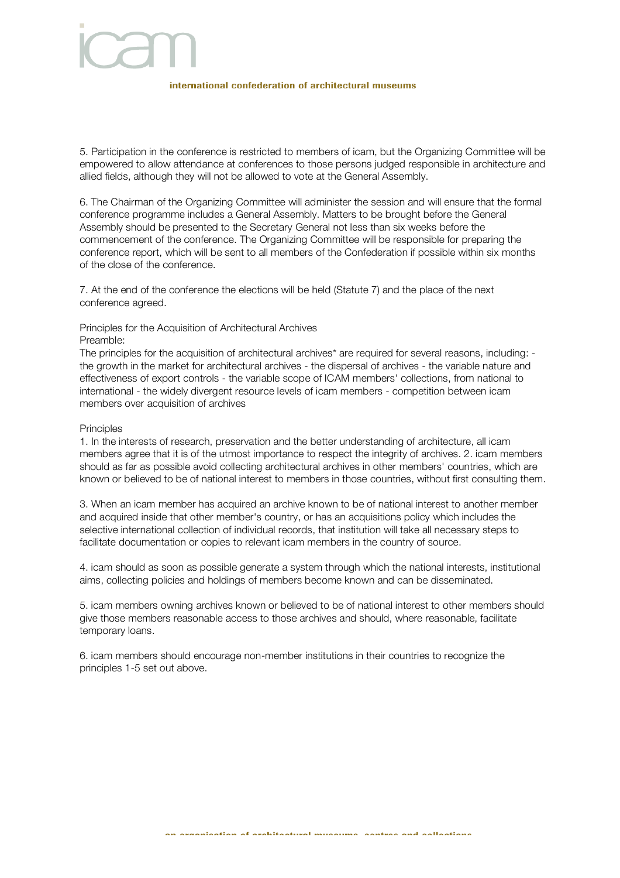5. Participation in the conference is restricted to members of icam, but the Organizing Committee will be empowered to allow attendance at conferences to those persons judged responsible in architecture and allied fields, although they will not be allowed to vote at the General Assembly.

6. The Chairman of the Organizing Committee will administer the session and will ensure that the formal conference programme includes a General Assembly. Matters to be brought before the General Assembly should be presented to the Secretary General not less than six weeks before the commencement of the conference. The Organizing Committee will be responsible for preparing the conference report, which will be sent to all members of the Confederation if possible within six months of the close of the conference.

7. At the end of the conference the elections will be held (Statute 7) and the place of the next conference agreed.

Principles for the Acquisition of Architectural Archives

Preamble:

The principles for the acquisition of architectural archives* are required for several reasons, including: - the growth in the market for architectural archives - the dispersal of archives - the variable nature and effectiveness of export controls - the variable scope of ICAM members' collections, from national to international - the widely divergent resource levels of icam members - competition between icam members over acquisition of archives

Principles

1. In the interests of research, preservation and the better understanding of architecture, all icam members agree that it is of the utmost importance to respect the integrity of archives. 2. icam members should as far as possible avoid collecting architectural archives in other members' countries, which are known or believed to be of national interest to members in those countries, without first consulting them.

3. When an icam member has acquired an archive known to be of national interest to another member and acquired inside that other member's country, or has an acquisitions policy which includes the selective international collection of individual records, that institution will take all necessary steps to facilitate documentation or copies to relevant icam members in the country of source.

4. icam should as soon as possible generate a system through which the national interests, institutional aims, collecting policies and holdings of members become known and can be disseminated.

5. icam members owning archives known or believed to be of national interest to other members should give those members reasonable access to those archives and should, where reasonable, facilitate temporary loans.

6. icam members should encourage non-member institutions in their countries to recognize the principles 1-5 set out above.